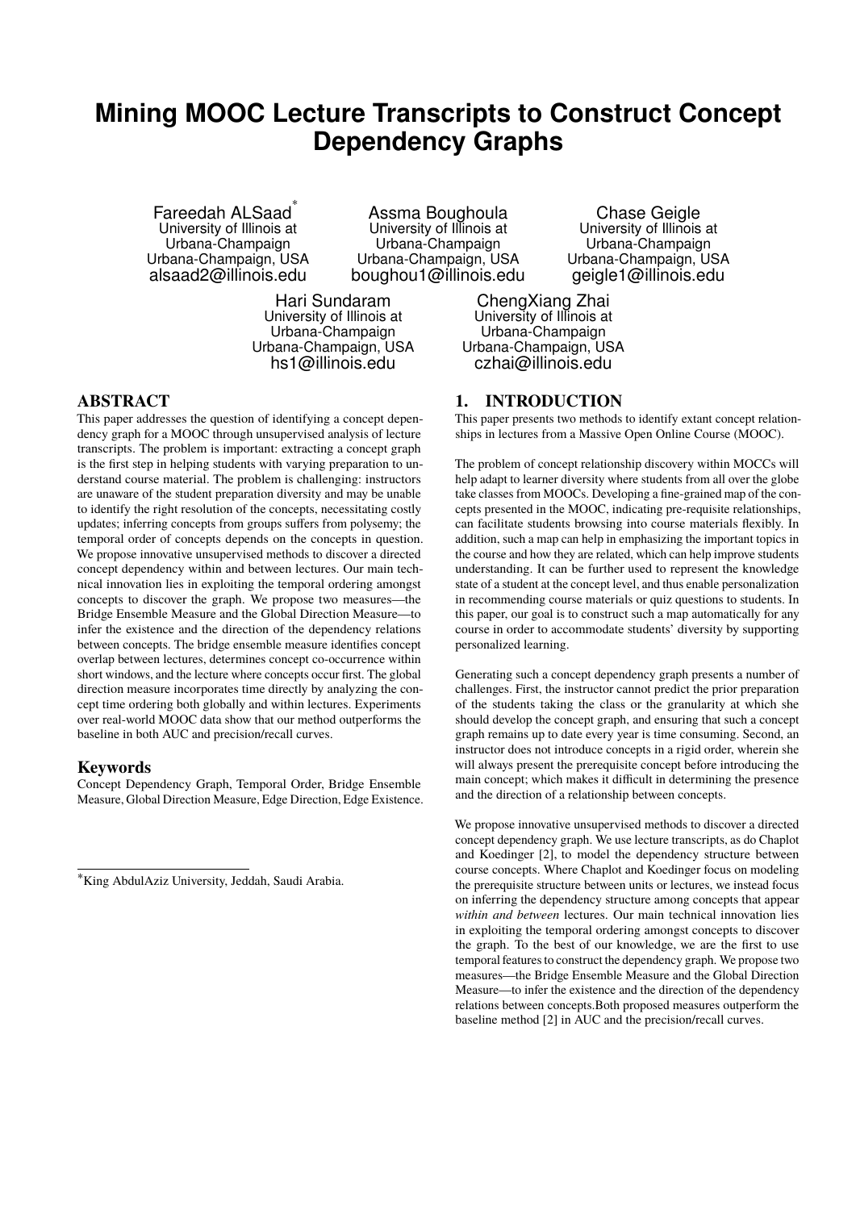# Mining MOOC Lecture Transcripts to Construct Concept Dependency Graphs

Fareedah ALSaad[*]
University of Illinois at Urbana-Champaign
Urbana-Champaign, USA
alsaad2@illinois.edu

Assma Boughoula
University of Illinois at Urbana-Champaign
Urbana-Champaign, USA
boughou1@illinois.edu

Chase Geigle
University of Illinois at Urbana-Champaign
Urbana-Champaign, USA
geigle1@illinois.edu

Hari Sundaram
University of Illinois at Urbana-Champaign
Urbana-Champaign, USA
hs1@illinois.edu

ChengXiang Zhai
University of Illinois at Urbana-Champaign
Urbana-Champaign, USA
czhai@illinois.edu

## ABSTRACT

This paper addresses the question of identifying a concept dependency graph for a MOOC through unsupervised analysis of lecture transcripts. The problem is important: extracting a concept graph is the first step in helping students with varying preparation to understand course material. The problem is challenging: instructors are unaware of the student preparation diversity and may be unable to identify the right resolution of the concepts, necessitating costly updates; inferring concepts from groups suffers from polysemy; the temporal order of concepts depends on the concepts in question. We propose innovative unsupervised methods to discover a directed concept dependency within and between lectures. Our main technical innovation lies in exploiting the temporal ordering amongst concepts to discover the graph. We propose two measures—the Bridge Ensemble Measure and the Global Direction Measure—to infer the existence and the direction of the dependency relations between concepts. The bridge ensemble measure identifies concept overlap between lectures, determines concept co-occurrence within short windows, and the lecture where concepts occur first. The global direction measure incorporates time directly by analyzing the concept time ordering both globally and within lectures. Experiments over real-world MOOC data show that our method outperforms the baseline in both AUC and precision/recall curves.

### Keywords

Concept Dependency Graph, Temporal Order, Bridge Ensemble Measure, Global Direction Measure, Edge Direction, Edge Existence.

[*]King AbdulAziz University, Jeddah, Saudi Arabia.

## 1. INTRODUCTION

This paper presents two methods to identify extant concept relationships in lectures from a Massive Open Online Course (MOOC).

The problem of concept relationship discovery within MOCCs will help adapt to learner diversity where students from all over the globe take classes from MOOCs. Developing a fine-grained map of the concepts presented in the MOOC, indicating pre-requisite relationships, can facilitate students browsing into course materials flexibly. In addition, such a map can help in emphasizing the important topics in the course and how they are related, which can help improve students understanding. It can be further used to represent the knowledge state of a student at the concept level, and thus enable personalization in recommending course materials or quiz questions to students. In this paper, our goal is to construct such a map automatically for any course in order to accommodate students' diversity by supporting personalized learning.

Generating such a concept dependency graph presents a number of challenges. First, the instructor cannot predict the prior preparation of the students taking the class or the granularity at which she should develop the concept graph, and ensuring that such a concept graph remains up to date every year is time consuming. Second, an instructor does not introduce concepts in a rigid order, wherein she will always present the prerequisite concept before introducing the main concept; which makes it difficult in determining the presence and the direction of a relationship between concepts.

We propose innovative unsupervised methods to discover a directed concept dependency graph. We use lecture transcripts, as do Chaplot and Koedinger [2], to model the dependency structure between course concepts. Where Chaplot and Koedinger focus on modeling the prerequisite structure between units or lectures, we instead focus on inferring the dependency structure among concepts that appear *within and between* lectures. Our main technical innovation lies in exploiting the temporal ordering amongst concepts to discover the graph. To the best of our knowledge, we are the first to use temporal features to construct the dependency graph. We propose two measures—the Bridge Ensemble Measure and the Global Direction Measure—to infer the existence and the direction of the dependency relations between concepts.Both proposed measures outperform the baseline method [2] in AUC and the precision/recall curves.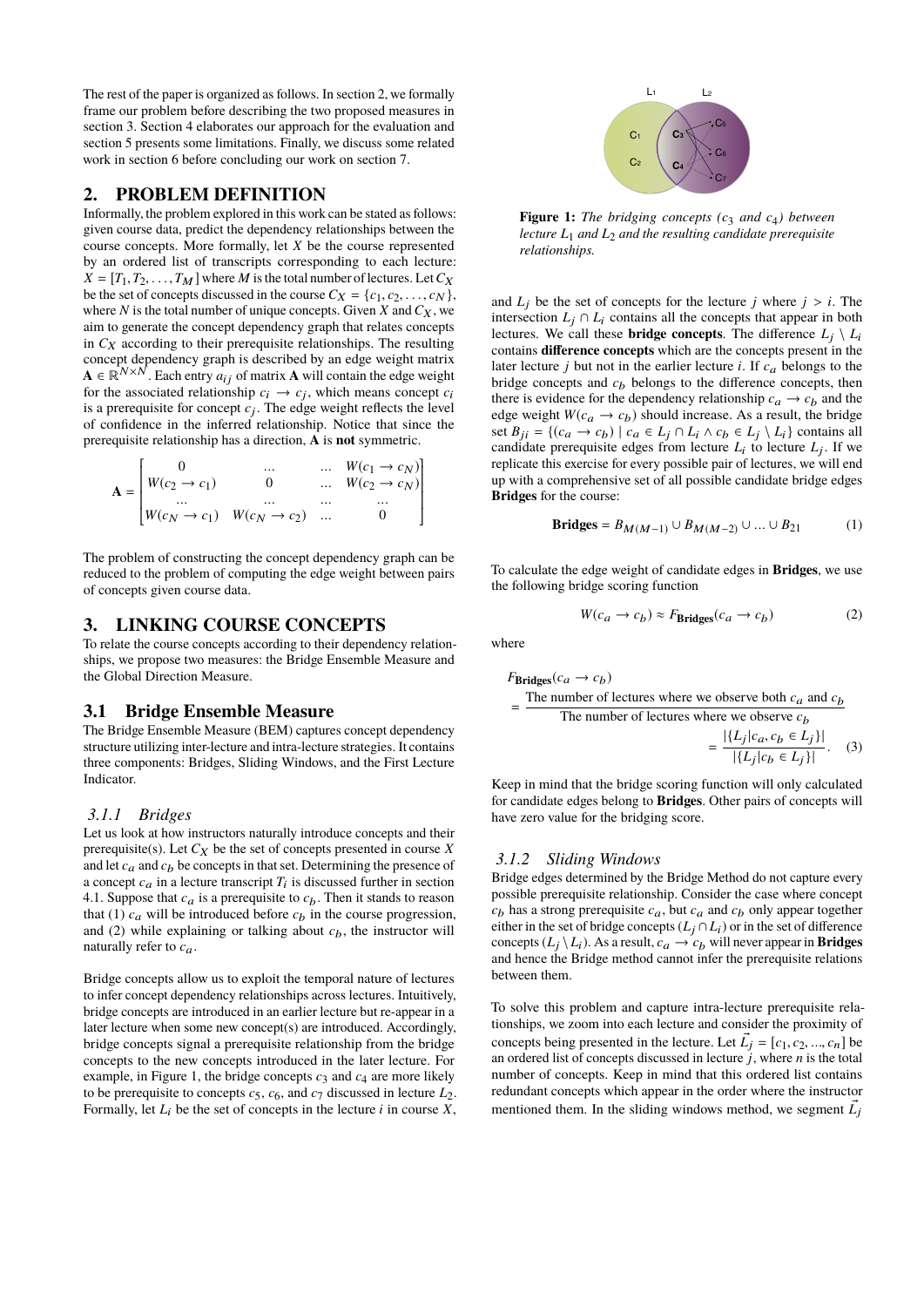The rest of the paper is organized as follows. In section 2, we formally frame our problem before describing the two proposed measures in section 3. Section 4 elaborates our approach for the evaluation and section 5 presents some limitations. Finally, we discuss some related work in section 6 before concluding our work on section 7.

## 2. PROBLEM DEFINITION

Informally, the problem explored in this work can be stated as follows: given course data, predict the dependency relationships between the course concepts. More formally, let $X$ be the course represented by an ordered list of transcripts corresponding to each lecture: $X = [T_1, T_2, \ldots, T_M]$ where $M$ is the total number of lectures. Let $C_X$ be the set of concepts discussed in the course $C_X = \{c_1, c_2, \ldots, c_N\}$, where $N$ is the total number of unique concepts. Given $X$ and $C_X$, we aim to generate the concept dependency graph that relates concepts in $C_X$ according to their prerequisite relationships. The resulting concept dependency graph is described by an edge weight matrix $\mathbf{A} \in \mathbb{R}^{N \times N}$. Each entry $a_{ij}$ of matrix $\mathbf{A}$ will contain the edge weight for the associated relationship $c_i \rightarrow c_j$, which means concept $c_i$ is a prerequisite for concept $c_j$. The edge weight reflects the level of confidence in the inferred relationship. Notice that since the prerequisite relationship has a direction, $\mathbf{A}$ is **not** symmetric.

$$\mathbf{A} = \begin{bmatrix} 0 & \ldots & \ldots & W(c_1 \rightarrow c_N) \\ W(c_2 \rightarrow c_1) & 0 & \ldots & W(c_2 \rightarrow c_N) \\ \ldots & \ldots & \ldots & \ldots \\ W(c_N \rightarrow c_1) & W(c_N \rightarrow c_2) & \ldots & 0 \end{bmatrix}$$

The problem of constructing the concept dependency graph can be reduced to the problem of computing the edge weight between pairs of concepts given course data.

## 3. LINKING COURSE CONCEPTS

To relate the course concepts according to their dependency relationships, we propose two measures: the Bridge Ensemble Measure and the Global Direction Measure.

### 3.1 Bridge Ensemble Measure

The Bridge Ensemble Measure (BEM) captures concept dependency structure utilizing inter-lecture and intra-lecture strategies. It contains three components: Bridges, Sliding Windows, and the First Lecture Indicator.

#### 3.1.1 Bridges

Let us look at how instructors naturally introduce concepts and their prerequisite(s). Let $C_X$ be the set of concepts presented in course $X$ and let $c_a$ and $c_b$ be concepts in that set. Determining the presence of a concept $c_a$ in a lecture transcript $T_i$ is discussed further in section 4.1. Suppose that $c_a$ is a prerequisite to $c_b$. Then it stands to reason that (1) $c_a$ will be introduced before $c_b$ in the course progression, and (2) while explaining or talking about $c_b$, the instructor will naturally refer to $c_a$.

Bridge concepts allow us to exploit the temporal nature of lectures to infer concept dependency relationships across lectures. Intuitively, bridge concepts are introduced in an earlier lecture but re-appear in a later lecture when some new concept(s) are introduced. Accordingly, bridge concepts signal a prerequisite relationship from the bridge concepts to the new concepts introduced in the later lecture. For example, in Figure 1, the bridge concepts $c_3$ and $c_4$ are more likely to be prerequisite to concepts $c_5$, $c_6$, and $c_7$ discussed in lecture $L_2$. Formally, let $L_i$ be the set of concepts in the lecture $i$ in course $X$, and $L_j$ be the set of concepts for the lecture $j$ where $j > i$. The intersection $L_j \cap L_i$ contains all the concepts that appear in both lectures. We call these **bridge concepts**. The difference $L_j \setminus L_i$ contains **difference concepts** which are the concepts present in the later lecture $j$ but not in the earlier lecture $i$. If $c_a$ belongs to the bridge concepts and $c_b$ belongs to the difference concepts, then there is evidence for the dependency relationship $c_a \rightarrow c_b$ and the edge weight $W(c_a \rightarrow c_b)$ should increase. As a result, the bridge set $B_{ji} = \{(c_a \rightarrow c_b) \mid c_a \in L_j \cap L_i \wedge c_b \in L_j \setminus L_i\}$ contains all candidate prerequisite edges from lecture $L_i$ to lecture $L_j$. If we replicate this exercise for every possible pair of lectures, we will end up with a comprehensive set of all possible candidate bridge edges **Bridges** for the course:

*Figure 1: The bridging concepts ($c_3$ and $c_4$) between lecture $L_1$ and $L_2$ and the resulting candidate prerequisite relationships.*

$$\mathbf{Bridges} = B_{M(M-1)} \cup B_{M(M-2)} \cup \ldots \cup B_{21} \tag{1}$$

To calculate the edge weight of candidate edges in **Bridges**, we use the following bridge scoring function

$$W(c_a \rightarrow c_b) \approx F_{\mathbf{Bridges}}(c_a \rightarrow c_b) \tag{2}$$

where

$$F_{\mathbf{Bridges}}(c_a \rightarrow c_b) = \frac{\text{The number of lectures where we observe both } c_a \text{ and } c_b}{\text{The number of lectures where we observe } c_b} = \frac{|\{L_j | c_a, c_b \in L_j\}|}{|\{L_j | c_b \in L_j\}|}. \tag{3}$$

Keep in mind that the bridge scoring function will only calculated for candidate edges belong to **Bridges**. Other pairs of concepts will have zero value for the bridging score.

#### 3.1.2 Sliding Windows

Bridge edges determined by the Bridge Method do not capture every possible prerequisite relationship. Consider the case where concept $c_b$ has a strong prerequisite $c_a$, but $c_a$ and $c_b$ only appear together either in the set of bridge concepts ($L_j \cap L_i$) or in the set of difference concepts ($L_j \setminus L_i$). As a result, $c_a \rightarrow c_b$ will never appear in **Bridges** and hence the Bridge method cannot infer the prerequisite relations between them.

To solve this problem and capture intra-lecture prerequisite relationships, we zoom into each lecture and consider the proximity of concepts being presented in the lecture. Let $\vec{L_j} = [c_1, c_2, \ldots, c_n]$ be an ordered list of concepts discussed in lecture $j$, where $n$ is the total number of concepts. Keep in mind that this ordered list contains redundant concepts which appear in the order where the instructor mentioned them. In the sliding windows method, we segment $\vec{L_j}$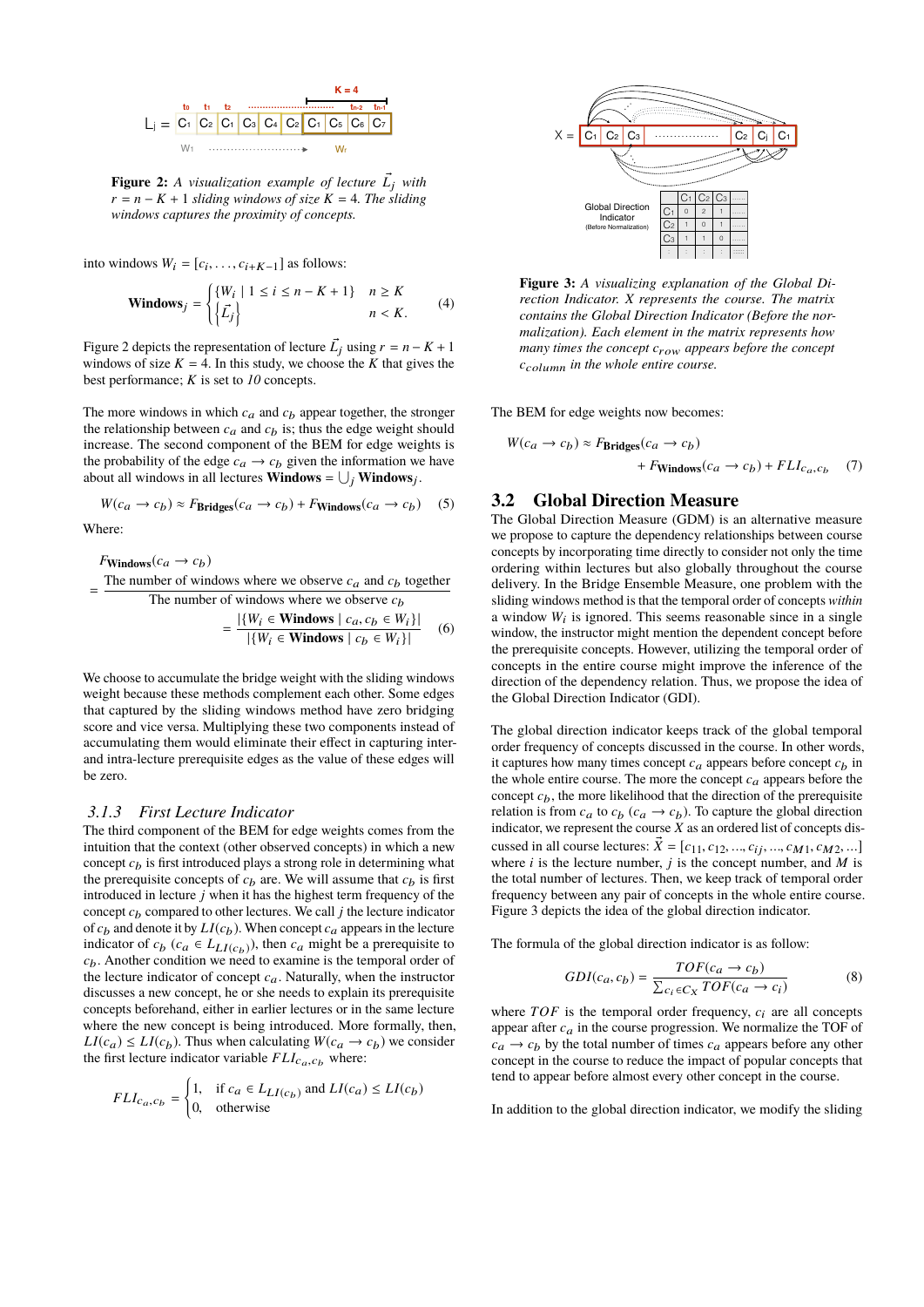**Figure 2:** *A visualization example of lecture $\vec{L_j}$ with $r = n - K + 1$ sliding windows of size $K = 4$. The sliding windows captures the proximity of concepts.*

into windows $W_i = [c_i, \ldots, c_{i+K-1}]$ as follows:

$$\textbf{Windows}_j = \begin{cases} \{W_i \mid 1 \leq i \leq n - K + 1\} & n \geq K \\ \{\vec{L_j}\} & n < K. \end{cases} \tag{4}$$

Figure 2 depicts the representation of lecture $\vec{L_j}$ using $r = n - K + 1$ windows of size $K = 4$. In this study, we choose the $K$ that gives the best performance; $K$ is set to *10* concepts.

The more windows in which $c_a$ and $c_b$ appear together, the stronger the relationship between $c_a$ and $c_b$ is; thus the edge weight should increase. The second component of the BEM for edge weights is the probability of the edge $c_a \to c_b$ given the information we have about all windows in all lectures $\textbf{Windows} = \bigcup_j \textbf{Windows}_j$.

$$W(c_a \to c_b) \approx F_{\textbf{Bridges}}(c_a \to c_b) + F_{\textbf{Windows}}(c_a \to c_b) \tag{5}$$

Where:

$$F_{\textbf{Windows}}(c_a \to c_b) = \frac{\text{The number of windows where we observe } c_a \text{ and } c_b \text{ together}}{\text{The number of windows where we observe } c_b} = \frac{|\{W_i \in \textbf{Windows} \mid c_a, c_b \in W_i\}|}{|\{W_i \in \textbf{Windows} \mid c_b \in W_i\}|} \tag{6}$$

We choose to accumulate the bridge weight with the sliding windows weight because these methods complement each other. Some edges that captured by the sliding windows method have zero bridging score and vice versa. Multiplying these two components instead of accumulating them would eliminate their effect in capturing inter- and intra-lecture prerequisite edges as the value of these edges will be zero.

### 3.1.3 First Lecture Indicator

The third component of the BEM for edge weights comes from the intuition that the context (other observed concepts) in which a new concept $c_b$ is first introduced plays a role in determining what the prerequisite concepts of $c_b$ are. We will assume that $c_b$ is first introduced in lecture $j$ when it has the highest term frequency of the concept $c_b$ compared to other lectures. We call $j$ the lecture indicator of $c_b$ and denote it by $LI(c_b)$. When concept $c_a$ appears in the lecture indicator of $c_b$ ($c_a \in L_{LI(c_b)}$), then $c_a$ might be a prerequisite to $c_b$. Another condition we need to examine is the temporal order of the lecture indicator of concept $c_a$. Naturally, when the instructor discusses a new concept, he or she needs to explain its prerequisite concepts beforehand, either in earlier lectures or in the same lecture where the new concept is being introduced. More formally, then, $LI(c_a) \leq LI(c_b)$. Thus when calculating $W(c_a \to c_b)$ we consider the first lecture indicator variable $FLI_{c_a,c_b}$ where:

$$FLI_{c_a,c_b} = \begin{cases} 1, & \text{if } c_a \in L_{LI(c_b)} \text{ and } LI(c_a) \leq LI(c_b) \\ 0, & \text{otherwise} \end{cases}$$

**Figure 3:** *A visualizing explanation of the Global Direction Indicator. X represents the course. The matrix contains the Global Direction Indicator (Before normalization). Each element in the matrix represents how many times the concept $c_{row}$ appears before the concept $c_{column}$ in the whole entire course.*

The BEM for edge weights now becomes:

$$W(c_a \to c_b) \approx F_{\textbf{Bridges}}(c_a \to c_b) + F_{\textbf{Windows}}(c_a \to c_b) + FLI_{c_a,c_b} \tag{7}$$

## 3.2 Global Direction Measure

The Global Direction Measure (GDM) is an alternative measure we propose to capture the dependency relationships between course concepts by incorporating time directly to consider not only the time ordering within lectures but also globally throughout the course delivery. In the Bridge Ensemble Measure, one problem with the sliding windows method is that the temporal order of concepts *within* a window $W_i$ is ignored. This seems reasonable since in a single window, the instructor might mention the dependent concept before the prerequisite concepts. However, utilizing the temporal order of concepts in the entire course might improve the inference of the direction of the dependency relation. Thus, we propose the idea of the Global Direction Indicator (GDI).

The global direction indicator keeps track of the global temporal order frequency of concepts discussed in the course. In other words, it captures how many times concept $c_a$ appears before concept $c_b$ in the whole entire course. The more the concept $c_a$ appears before the concept $c_b$, the more likelihood that the direction of the prerequisite relation is from $c_a$ to $c_b$ ($c_a \to c_b$). To capture the global direction indicator, we represent the course $X$ as an ordered list of concepts discussed in all course lectures: $\vec{X} = [c_{11}, c_{12}, \ldots, c_{ij}, \ldots, c_{M1}, c_{M2}, \ldots]$ where $i$ is the lecture number, $j$ is the concept number, and $M$ is the total number of lectures. Then, we keep track of temporal order frequency between any pair of concepts in the whole entire course. Figure 3 depicts the idea of the global direction indicator.

The formula of the global direction indicator is as follow:

$$GDI(c_a, c_b) = \frac{TOF(c_a \to c_b)}{\sum_{c_i \in C_X} TOF(c_a \to c_i)} \tag{8}$$

where $TOF$ is the temporal order frequency, $c_i$ are all concepts appear after $c_a$ in the course progression. We normalize the TOF of $c_a \to c_b$ by the total number of times $c_a$ appears before any other concept in the course to reduce the impact of popular concepts that tend to appear before almost every other concept in the course.

In addition to the global direction indicator, we modify the sliding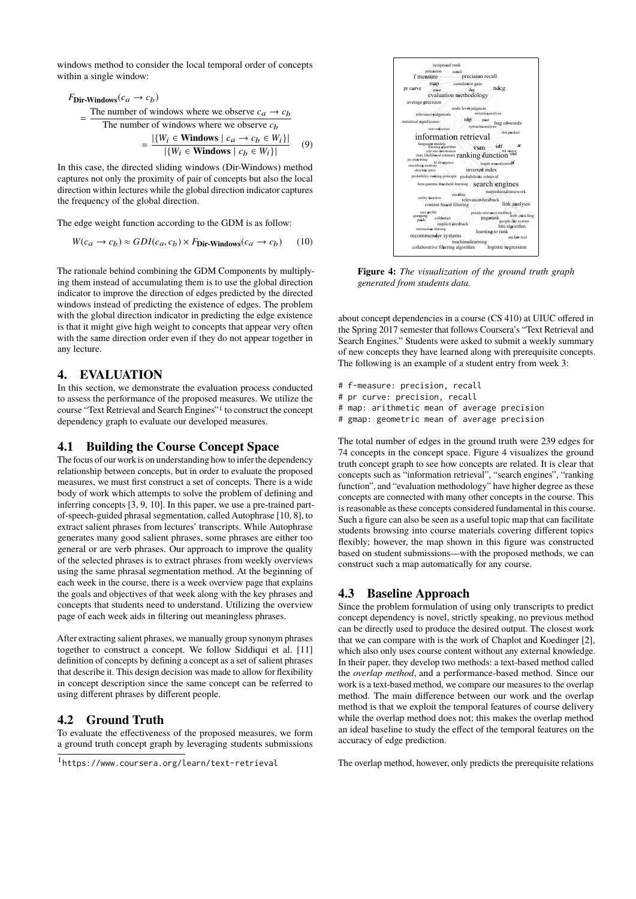windows method to consider the local temporal order of concepts within a single window:

$$F_{\textbf{Dir-Windows}}(c_a \rightarrow c_b) = \frac{\text{The number of windows where we observe } c_a \rightarrow c_b}{\text{The number of windows where we observe } c_b} = \frac{|\{W_i \in \textbf{Windows} \mid c_a \rightarrow c_b \in W_i\}|}{|\{W_i \in \textbf{Windows} \mid c_b \in W_i\}|} \quad (9)$$

In this case, the directed sliding windows (Dir-Windows) method captures not only the proximity of pair of concepts but also the local direction within lectures while the global direction indicator captures the frequency of the global direction.

The edge weight function according to the GDM is as follow:

$$W(c_a \rightarrow c_b) \approx GDI(c_a, c_b) \times F_{\textbf{Dir-Windows}}(c_a \rightarrow c_b) \quad (10)$$

The rationale behind combining the GDM Components by multiplying them instead of accumulating them is to use the global direction indicator to improve the direction of edges predicted by the directed windows instead of predicting the existence of edges. The problem with the global direction indicator in predicting the edge existence is that it might give high weight to concepts that appear very often with the same direction order even if they do not appear together in any lecture.

## 4. EVALUATION

In this section, we demonstrate the evaluation process conducted to assess the performance of the proposed measures. We utilize the course "Text Retrieval and Search Engines"[1] to construct the concept dependency graph to evaluate our developed measures.

### 4.1 Building the Course Concept Space

The focus of our work is on understanding how to infer the dependency relationship between concepts, but in order to evaluate the proposed measures, we must first construct a set of concepts. There is a wide body of work which attempts to solve the problem of defining and inferring concepts [3, 9, 10]. In this paper, we use a pre-trained part-of-speech-guided phrasal segmentation, called Autophrase [10, 8], to extract salient phrases from lectures' transcripts. While Autophrase generates many good salient phrases, some phrases are either too general or are verb phrases. Our approach to improve the quality of the selected phrases is to extract phrases from weekly overviews using the same phrasal segmentation method. At the beginning of each week in the course, there is a week overview page that explains the goals and objectives of that week along with the key phrases and concepts that students need to understand. Utilizing the overview page of each week aids in filtering out meaningless phrases.

After extracting salient phrases, we manually group synonym phrases together to construct a concept. We follow Siddiqui et al. [11] definition of concepts by defining a concept as a set of salient phrases that describe it. This design decision was made to allow for flexibility in concept description since the same concept can be referred to using different phrases by different people.

### 4.2 Ground Truth

To evaluate the effectiveness of the proposed measures, we form a ground truth concept graph by leveraging students submissions about concept dependencies in a course (CS 410) at UIUC offered in the Spring 2017 semester that follows Coursera's "Text Retrieval and Search Engines." Students were asked to submit a weekly summary of new concepts they have learned along with prerequisite concepts. The following is an example of a student entry from week 3:

```
# f-measure: precision, recall
# pr curve: precision, recall
# map: arithmetic mean of average precision
# gmap: geometric mean of average precision
```

The total number of edges in the ground truth were 239 edges for 74 concepts in the concept space. Figure 4 visualizes the ground truth concept graph to see how concepts are related. It is clear that concepts such as "information retrieval", "search engines", "ranking function", and "evaluation methodology" have higher degree as these concepts are connected with many other concepts in the course. This is reasonable as these concepts considered fundamental in this course. Such a figure can also be seen as a useful topic map that can facilitate students browsing into course materials covering different topics flexibly; however, the map shown in this figure was constructed based on student submissions—with the proposed methods, we can construct such a map automatically for any course.

**Figure 4:** *The visualization of the ground truth graph generated from students data.*

### 4.3 Baseline Approach

Since the problem formulation of using only transcripts to predict concept dependency is novel, strictly speaking, no previous method can be directly used to produce the desired output. The closest work that we can compare with is the work of Chaplot and Koedinger [2], which also only uses course content without any external knowledge. In their paper, they develop two methods: a text-based method called the *overlap method*, and a performance-based method. Since our work is a text-based method, we compare our measures to the overlap method. The main difference between our work and the overlap method is that we exploit the temporal features of course delivery while the overlap method does not; this makes the overlap method an ideal baseline to study the effect of the temporal features on the accuracy of edge prediction.

The overlap method, however, only predicts the prerequisite relations

[1] https://www.coursera.org/learn/text-retrieval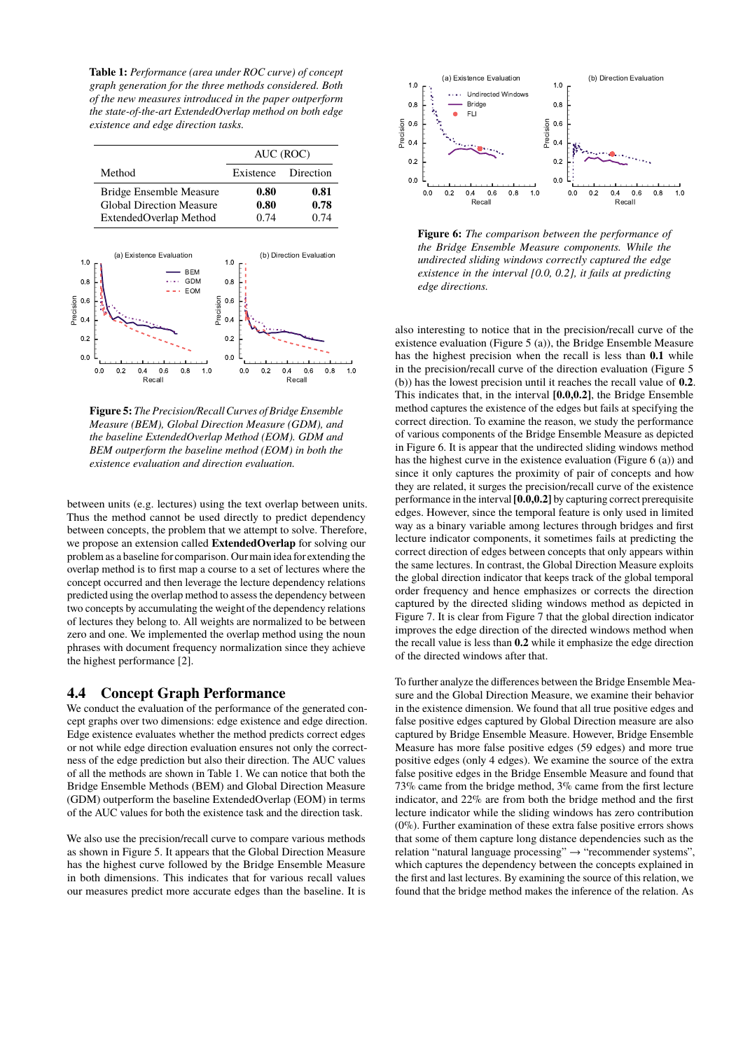**Table 1:** *Performance (area under ROC curve) of concept graph generation for the three methods considered. Both of the new measures introduced in the paper outperform the state-of-the-art ExtendedOverlap method on both edge existence and edge direction tasks.*

| Method | AUC (ROC) | |
|---|---|---|
| | Existence | Direction |
| Bridge Ensemble Measure | **0.80** | **0.81** |
| Global Direction Measure | **0.80** | **0.78** |
| ExtendedOverlap Method | 0.74 | 0.74 |

**Figure 5:** *The Precision/Recall Curves of Bridge Ensemble Measure (BEM), Global Direction Measure (GDM), and the baseline ExtendedOverlap Method (EOM). GDM and BEM outperform the baseline method (EOM) in both the existence evaluation and direction evaluation.*

between units (e.g. lectures) using the text overlap between units. Thus the method cannot be used directly to predict dependency between concepts, the problem that we attempt to solve. Therefore, we propose an extension called **ExtendedOverlap** for solving our problem as a baseline for comparison. Our main idea for extending the overlap method is to first map a course to a set of lectures where the concept occurred and then leverage the lecture dependency relations predicted using the overlap method to assess the dependency between two concepts by accumulating the weight of the dependency relations of lectures they belong to. All weights are normalized to be between zero and one. We implemented the overlap method using the noun phrases with document frequency normalization since they achieve the highest performance [2].

## 4.4 Concept Graph Performance

We conduct the evaluation of the performance of the generated concept graphs over two dimensions: edge existence and edge direction. Edge existence evaluates whether the method predicts correct edges or not while edge direction evaluation ensures not only the correctness of the edge prediction but also their direction. The AUC values of all the methods are shown in Table 1. We can notice that both the Bridge Ensemble Methods (BEM) and Global Direction Measure (GDM) outperform the baseline ExtendedOverlap (EOM) in terms of the AUC values for both the existence task and the direction task.

We also use the precision/recall curve to compare various methods as shown in Figure 5. It appears that the Global Direction Measure has the highest curve followed by the Bridge Ensemble Measure in both dimensions. This indicates that for various recall values our measures predict more accurate edges than the baseline. It is also interesting to notice that in the precision/recall curve of the existence evaluation (Figure 5 (a)), the Bridge Ensemble Measure has the highest precision when the recall is less than **0.1** while in the precision/recall curve of the direction evaluation (Figure 5 (b)) has the lowest precision until it reaches the recall value of **0.2**. This indicates that, in the interval **[0.0,0.2]**, the Bridge Ensemble method captures the existence of the edges but fails at specifying the correct direction. To examine the reason, we study the performance of various components of the Bridge Ensemble Measure as depicted in Figure 6. It is appear that the undirected sliding windows method has the highest curve in the existence evaluation (Figure 6 (a)) and since it only captures the proximity of pair of concepts and how they are related, it surges the precision/recall curve of the existence performance in the interval **[0.0,0.2]** by capturing correct prerequisite edges. However, since the temporal feature is only used in limited way as a binary variable among lectures through bridges and first lecture indicator components, it sometimes fails at predicting the correct direction of edges between concepts that only appears within the same lectures. In contrast, the Global Direction Measure exploits the global direction indicator that keeps track of the global temporal order frequency and hence emphasizes or corrects the direction captured by the directed sliding windows method as depicted in Figure 7. It is clear from Figure 7 that the global direction indicator improves the edge direction of the directed windows method when the recall value is less than **0.2** while it emphasize the edge direction of the directed windows after that.

**Figure 6:** *The comparison between the performance of the Bridge Ensemble Measure components. While the undirected sliding windows correctly captured the edge existence in the interval [0.0, 0.2], it fails at predicting edge directions.*

To further analyze the differences between the Bridge Ensemble Measure and the Global Direction Measure, we examine their behavior in the existence dimension. We found that all true positive edges and false positive edges captured by Global Direction measure are also captured by Bridge Ensemble Measure. However, Bridge Ensemble Measure has more false positive edges (59 edges) and more true positive edges (only 4 edges). We examine the source of the extra false positive edges in the Bridge Ensemble Measure and found that 73% came from the bridge method, 3% came from the first lecture indicator, and 22% are from both the bridge method and the first lecture indicator while the sliding windows has zero contribution (0%). Further examination of these extra false positive errors shows that some of them capture long distance dependencies such as the relation "natural language processing" → "recommender systems", which captures the dependency between the concepts explained in the first and last lectures. By examining the source of this relation, we found that the bridge method makes the inference of the relation. As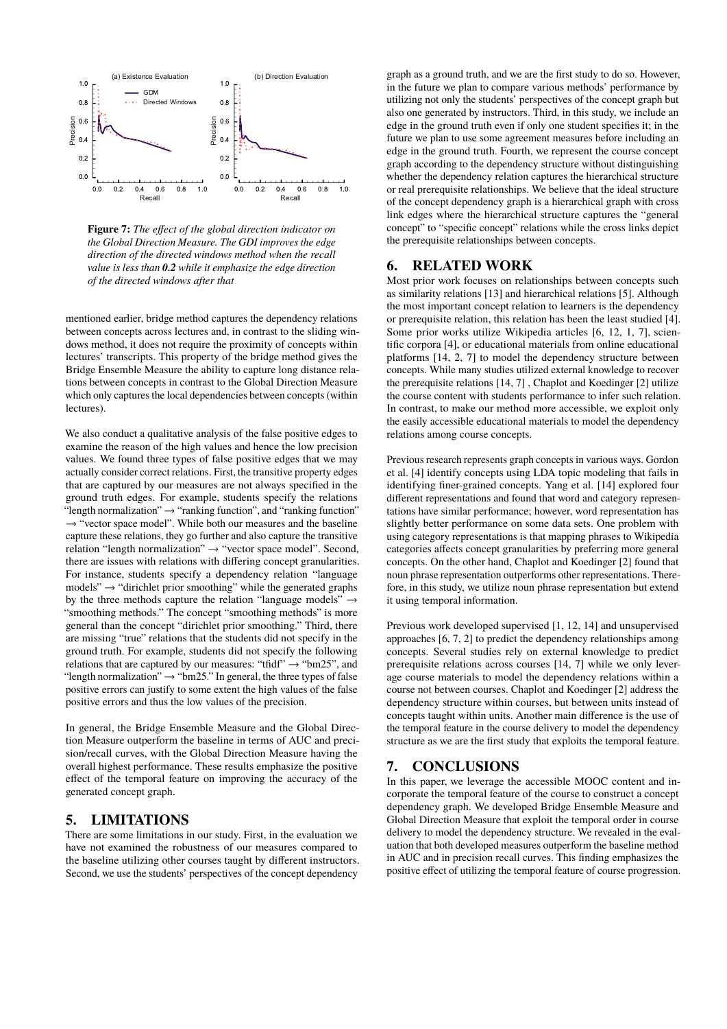**Figure 7:** *The effect of the global direction indicator on the Global Direction Measure. The GDI improves the edge direction of the directed windows method when the recall value is less than **0.2** while it emphasize the edge direction of the directed windows after that*

mentioned earlier, bridge method captures the dependency relations between concepts across lectures and, in contrast to the sliding windows method, it does not require the proximity of concepts within lectures' transcripts. This property of the bridge method gives the Bridge Ensemble Measure the ability to capture long distance relations between concepts in contrast to the Global Direction Measure which only captures the local dependencies between concepts (within lectures).

We also conduct a qualitative analysis of the false positive edges to examine the reason of the high values and hence the low precision values. We found three types of false positive edges that we may actually consider correct relations. First, the transitive property edges that are captured by our measures are not always specified in the ground truth edges. For example, students specify the relations "length normalization" → "ranking function", and "ranking function" → "vector space model". While both our measures and the baseline capture these relations, they go further and also capture the transitive relation "length normalization" → "vector space model". Second, there are issues with relations with differing concept granularities. For instance, students specify a dependency relation "language models" → "dirichlet prior smoothing" while the generated graphs by the three methods capture the relation "language models" → "smoothing methods." The concept "smoothing methods" is more general than the concept "dirichlet prior smoothing." Third, there are missing "true" relations that the students did not specify in the ground truth. For example, students did not specify the following relations that are captured by our measures: "tfidf" → "bm25", and "length normalization" → "bm25." In general, the three types of false positive errors can justify to some extent the high values of the false positive errors and thus the low values of the precision.

In general, the Bridge Ensemble Measure and the Global Direction Measure outperform the baseline in terms of AUC and precision/recall curves, with the Global Direction Measure having the overall highest performance. These results emphasize the positive effect of the temporal feature on improving the accuracy of the generated concept graph.

## 5. LIMITATIONS

There are some limitations in our study. First, in the evaluation we have not examined the robustness of our measures compared to the baseline utilizing other courses taught by different instructors. Second, we use the students' perspectives of the concept dependency graph as a ground truth, and we are the first study to do so. However, in the future we plan to compare various methods' performance by utilizing not only the students' perspectives of the concept graph but also one generated by instructors. Third, in this study, we include an edge in the ground truth even if only one student specifies it; in the future we plan to use some agreement measures before including an edge in the ground truth. Fourth, we represent the course concept graph according to the dependency structure without distinguishing whether the dependency relation captures the hierarchical structure or real prerequisite relationships. We believe that the ideal structure of the concept dependency graph is a hierarchical graph with cross link edges where the hierarchical structure captures the "general concept" to "specific concept" relations while the cross links depict the prerequisite relationships between concepts.

## 6. RELATED WORK

Most prior work focuses on relationships between concepts such as similarity relations [13] and hierarchical relations [5]. Although the most important concept relation to learners is the dependency or prerequisite relation, this relation has been the least studied [4]. Some prior works utilize Wikipedia articles [6, 12, 1, 7], scientific corpora [4], or educational materials from online educational platforms [14, 2, 7] to model the dependency structure between concepts. While many studies utilized external knowledge to recover the prerequisite relations [14, 7] , Chaplot and Koedinger [2] utilize the course content with students performance to infer such relation. In contrast, to make our method more accessible, we exploit only the easily accessible educational materials to model the dependency relations among course concepts.

Previous research represents graph concepts in various ways. Gordon et al. [4] identify concepts using LDA topic modeling that fails in identifying finer-grained concepts. Yang et al. [14] explored four different representations and found that word and category representations have similar performance; however, word representation has slightly better performance on some data sets. One problem with using category representations is that mapping phrases to Wikipedia categories affects concept granularities by preferring more general concepts. On the other hand, Chaplot and Koedinger [2] found that noun phrase representation outperforms other representations. Therefore, in this study, we utilize noun phrase representation but extend it using temporal information.

Previous work developed supervised [1, 12, 14] and unsupervised approaches [6, 7, 2] to predict the dependency relationships among concepts. Several studies rely on external knowledge to predict prerequisite relations across courses [14, 7] while we only leverage course materials to model the dependency relations within a course not between courses. Chaplot and Koedinger [2] address the dependency structure within courses, but between units instead of concepts taught within units. Another main difference is the use of the temporal feature in the course delivery to model the dependency structure as we are the first study that exploits the temporal feature.

## 7. CONCLUSIONS

In this paper, we leverage the accessible MOOC content and incorporate the temporal feature of the course to construct a concept dependency graph. We developed Bridge Ensemble Measure and Global Direction Measure that exploit the temporal order in course delivery to model the dependency structure. We revealed in the evaluation that both developed measures outperform the baseline method in AUC and in precision recall curves. This finding emphasizes the positive effect of utilizing the temporal feature of course progression.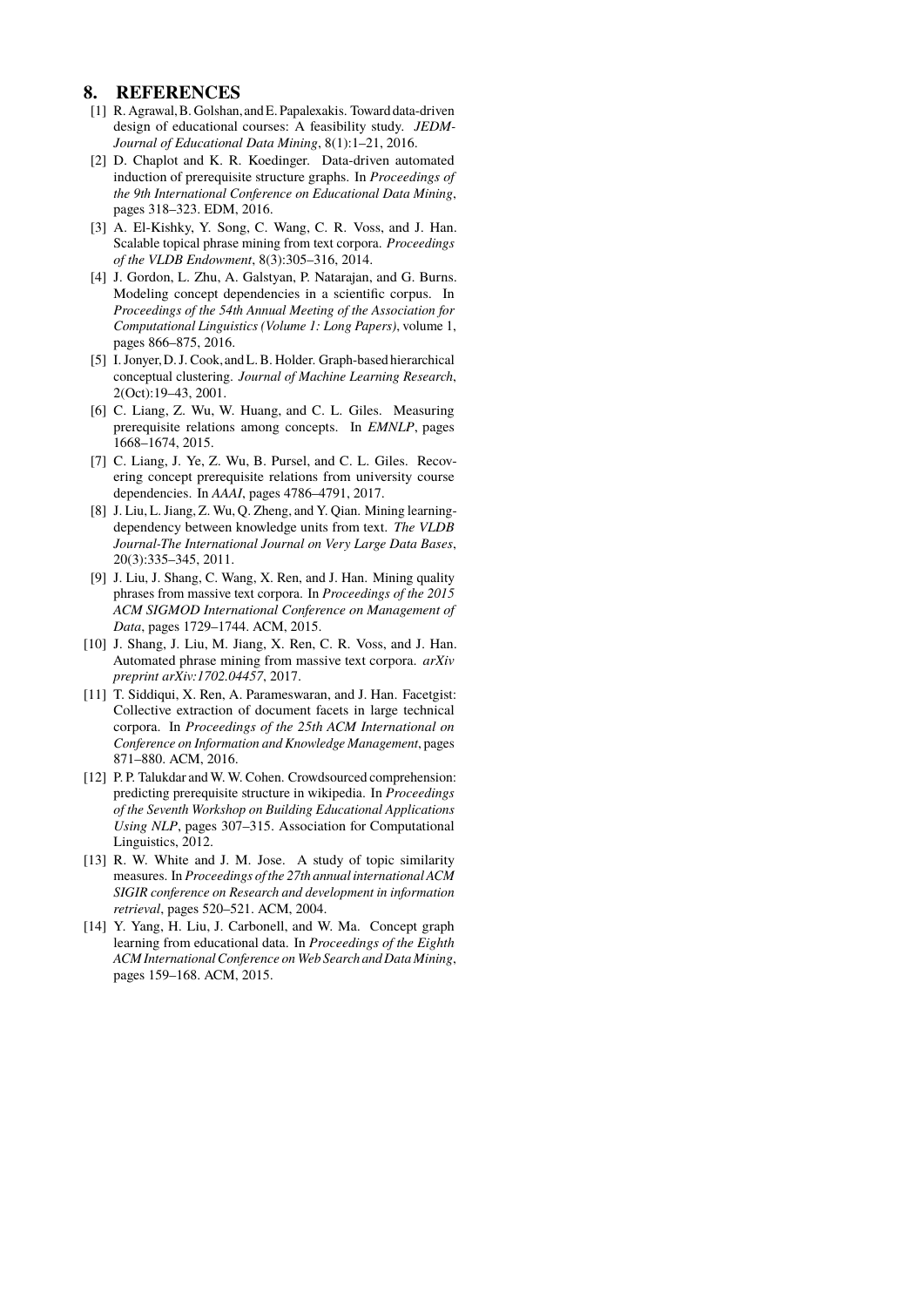## 8. REFERENCES

[1] R. Agrawal, B. Golshan, and E. Papalexakis. Toward data-driven design of educational courses: A feasibility study. *JEDM-Journal of Educational Data Mining*, 8(1):1–21, 2016.

[2] D. Chaplot and K. R. Koedinger. Data-driven automated induction of prerequisite structure graphs. In *Proceedings of the 9th International Conference on Educational Data Mining*, pages 318–323. EDM, 2016.

[3] A. El-Kishky, Y. Song, C. Wang, C. R. Voss, and J. Han. Scalable topical phrase mining from text corpora. *Proceedings of the VLDB Endowment*, 8(3):305–316, 2014.

[4] J. Gordon, L. Zhu, A. Galstyan, P. Natarajan, and G. Burns. Modeling concept dependencies in a scientific corpus. In *Proceedings of the 54th Annual Meeting of the Association for Computational Linguistics (Volume 1: Long Papers)*, volume 1, pages 866–875, 2016.

[5] I. Jonyer, D. J. Cook, and L. B. Holder. Graph-based hierarchical conceptual clustering. *Journal of Machine Learning Research*, 2(Oct):19–43, 2001.

[6] C. Liang, Z. Wu, W. Huang, and C. L. Giles. Measuring prerequisite relations among concepts. In *EMNLP*, pages 1668–1674, 2015.

[7] C. Liang, J. Ye, Z. Wu, B. Pursel, and C. L. Giles. Recovering concept prerequisite relations from university course dependencies. In *AAAI*, pages 4786–4791, 2017.

[8] J. Liu, L. Jiang, Z. Wu, Q. Zheng, and Y. Qian. Mining learning-dependency between knowledge units from text. *The VLDB Journal-The International Journal on Very Large Data Bases*, 20(3):335–345, 2011.

[9] J. Liu, J. Shang, C. Wang, X. Ren, and J. Han. Mining quality phrases from massive text corpora. In *Proceedings of the 2015 ACM SIGMOD International Conference on Management of Data*, pages 1729–1744. ACM, 2015.

[10] J. Shang, J. Liu, M. Jiang, X. Ren, C. R. Voss, and J. Han. Automated phrase mining from massive text corpora. *arXiv preprint arXiv:1702.04457*, 2017.

[11] T. Siddiqui, X. Ren, A. Parameswaran, and J. Han. Facetgist: Collective extraction of document facets in large technical corpora. In *Proceedings of the 25th ACM International on Conference on Information and Knowledge Management*, pages 871–880. ACM, 2016.

[12] P. P. Talukdar and W. W. Cohen. Crowdsourced comprehension: predicting prerequisite structure in wikipedia. In *Proceedings of the Seventh Workshop on Building Educational Applications Using NLP*, pages 307–315. Association for Computational Linguistics, 2012.

[13] R. W. White and J. M. Jose. A study of topic similarity measures. In *Proceedings of the 27th annual international ACM SIGIR conference on Research and development in information retrieval*, pages 520–521. ACM, 2004.

[14] Y. Yang, H. Liu, J. Carbonell, and W. Ma. Concept graph learning from educational data. In *Proceedings of the Eighth ACM International Conference on Web Search and Data Mining*, pages 159–168. ACM, 2015.